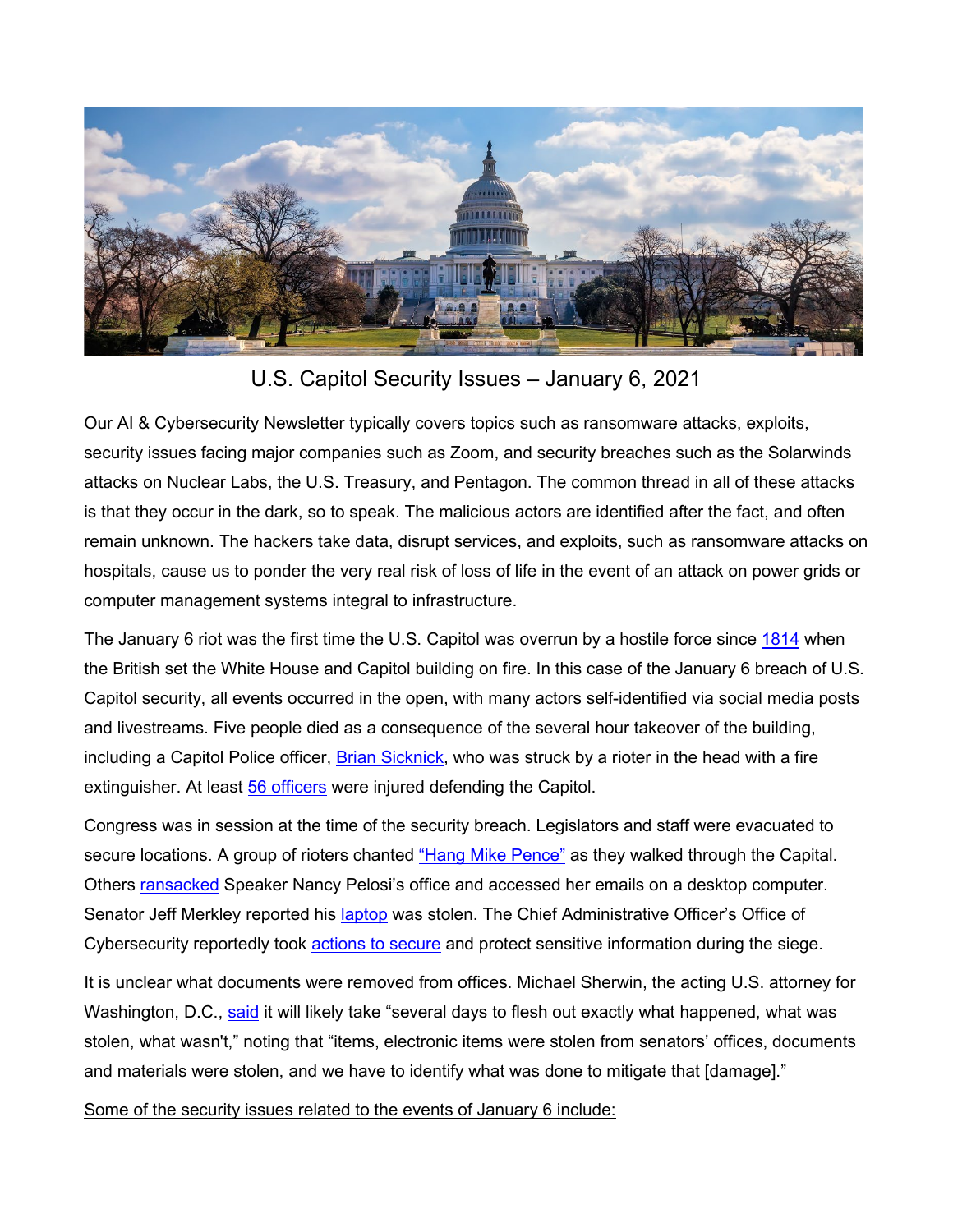# U.S. Capitol Security Issues – January 6, 2021

Our AI & Cybersecurity Newsletter typically covers topics such as ransomware attacks, exploits, security issues facing major companies such as Zoom, and security breaches such as the Solarwinds attacks on Nuclear Labs, the U.S. Treasury, and Pentagon. The common thread in all of these attacks is that they occur in the dark, so to speak. The malicious actors are identified after the fact, and often remain unknown. The hackers take data, disrupt services, and exploits, such as ransomware attacks on hospitals, cause us to ponder the very real risk of loss of life in the event of an attack on power grids or computer management systems integral to infrastructure.

The January 6 riot was the first time the U.S. Capitol was overrun by a hostile force since 1814 when the British set the White House and Capitol building on fire. In this case of the January 6 breach of U.S. Capitol security, all events occurred in the open, with many actors self-identified via social media posts and livestreams. Five people died as a consequence of the several hour takeover of the building, including a Capitol Police officer, Brian Sicknick, who was struck by a rioter in the head with a fire extinguisher. At least 56 officers were injured defending the Capitol.

Congress was in session at the time of the security breach. Legislators and staff were evacuated to secure locations. A group of rioters chanted "Hang Mike Pence" as they walked through the Capital. Others ransacked Speaker Nancy Pelosi's office and accessed her emails on a desktop computer. Senator Jeff Merkley reported his laptop was stolen. The Chief Administrative Officer's Office of Cybersecurity reportedly took actions to secure and protect sensitive information during the siege.

It is unclear what documents were removed from offices. Michael Sherwin, the acting U.S. attorney for Washington, D.C., said it will likely take "several days to flesh out exactly what happened, what was stolen, what wasn't," noting that "items, electronic items were stolen from senators' offices, documents and materials were stolen, and we have to identify what was done to mitigate that [damage]."

Some of the security issues related to the events of January 6 include: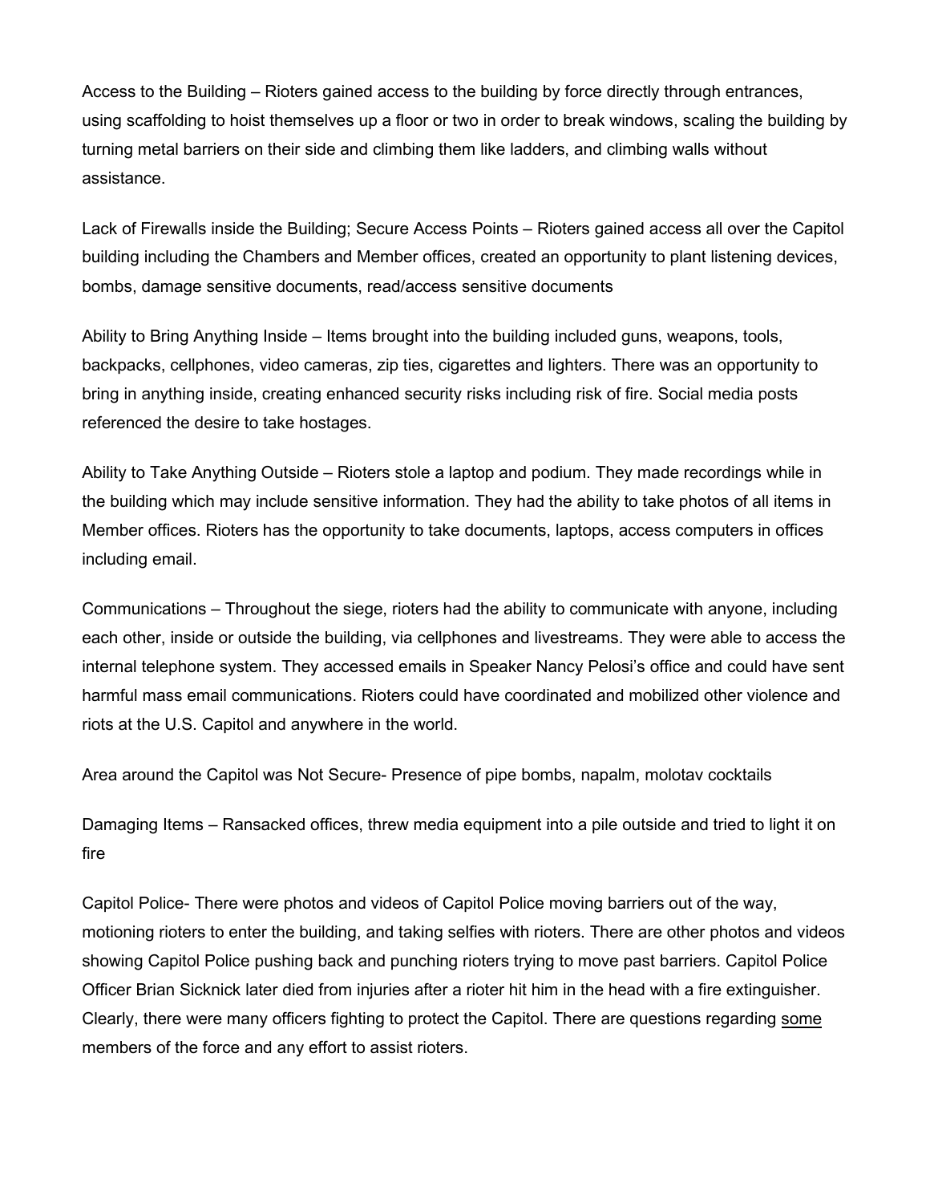Access to the Building – Rioters gained access to the building by force directly through entrances, using scaffolding to hoist themselves up a floor or two in order to break windows, scaling the building by turning metal barriers on their side and climbing them like ladders, and climbing walls without assistance.

Lack of Firewalls inside the Building; Secure Access Points – Rioters gained access all over the Capitol building including the Chambers and Member offices, created an opportunity to plant listening devices, bombs, damage sensitive documents, read/access sensitive documents

Ability to Bring Anything Inside – Items brought into the building included guns, weapons, tools, backpacks, cellphones, video cameras, zip ties, cigarettes and lighters. There was an opportunity to bring in anything inside, creating enhanced security risks including risk of fire. Social media posts referenced the desire to take hostages.

Ability to Take Anything Outside – Rioters stole a laptop and podium. They made recordings while in the building which may include sensitive information. They had the ability to take photos of all items in Member offices. Rioters has the opportunity to take documents, laptops, access computers in offices including email.

Communications – Throughout the siege, rioters had the ability to communicate with anyone, including each other, inside or outside the building, via cellphones and livestreams. They were able to access the internal telephone system. They accessed emails in Speaker Nancy Pelosi's office and could have sent harmful mass email communications. Rioters could have coordinated and mobilized other violence and riots at the U.S. Capitol and anywhere in the world.

Area around the Capitol was Not Secure- Presence of pipe bombs, napalm, molotav cocktails

Damaging Items – Ransacked offices, threw media equipment into a pile outside and tried to light it on fire

Capitol Police- There were photos and videos of Capitol Police moving barriers out of the way, motioning rioters to enter the building, and taking selfies with rioters. There are other photos and videos showing Capitol Police pushing back and punching rioters trying to move past barriers. Capitol Police Officer Brian Sicknick later died from injuries after a rioter hit him in the head with a fire extinguisher. Clearly, there were many officers fighting to protect the Capitol. There are questions regarding <u>some</u> members of the force and any effort to assist rioters.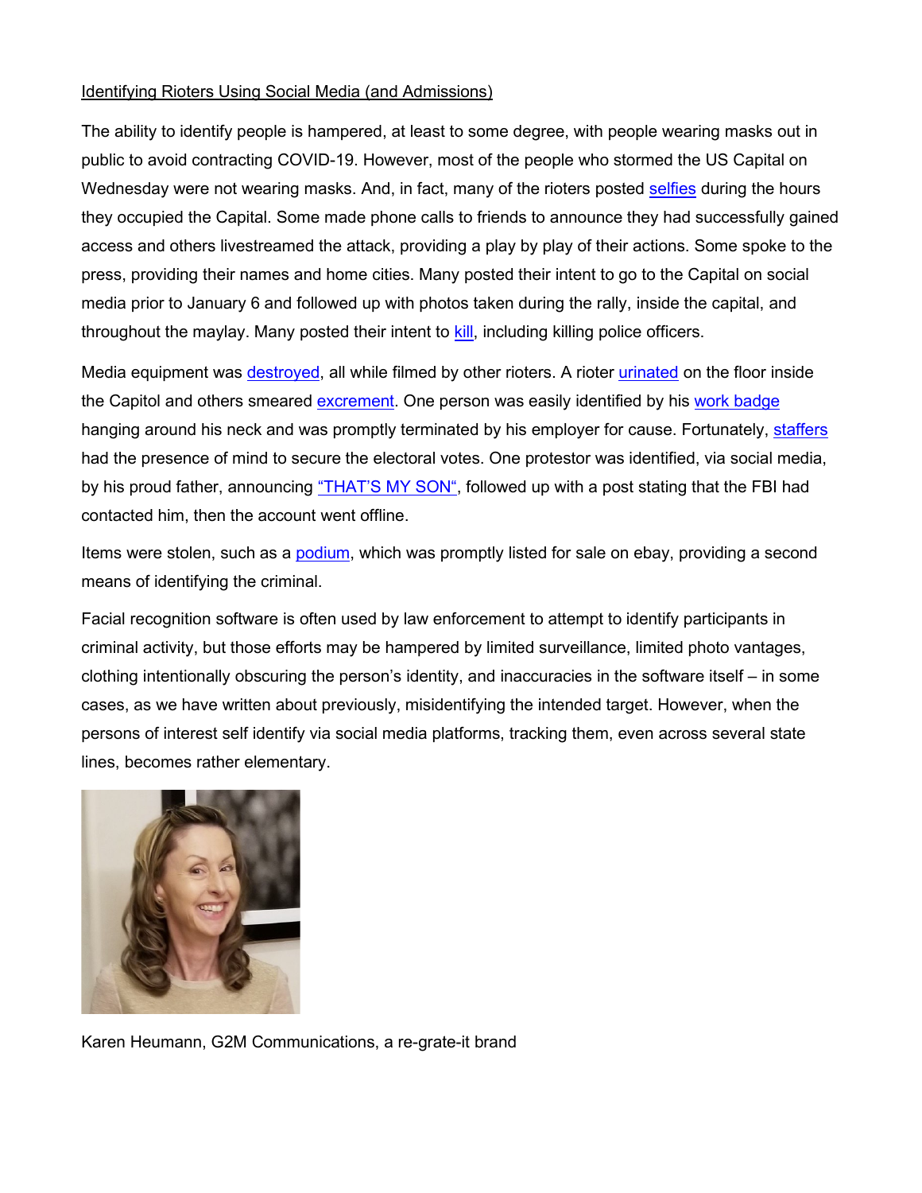Identifying Rioters Using Social Media (and Admissions)

The ability to identify people is hampered, at least to some degree, with people wearing masks out in public to avoid contracting COVID-19. However, most of the people who stormed the US Capital on Wednesday were not wearing masks. And, in fact, many of the rioters posted selfies during the hours they occupied the Capital. Some made phone calls to friends to announce they had successfully gained access and others livestreamed the attack, providing a play by play of their actions. Some spoke to the press, providing their names and home cities. Many posted their intent to go to the Capital on social media prior to January 6 and followed up with photos taken during the rally, inside the capital, and throughout the maylay. Many posted their intent to kill, including killing police officers.

Media equipment was destroyed, all while filmed by other rioters. A rioter urinated on the floor inside the Capitol and others smeared excrement. One person was easily identified by his work badge hanging around his neck and was promptly terminated by his employer for cause. Fortunately, staffers had the presence of mind to secure the electoral votes. One protestor was identified, via social media, by his proud father, announcing "THAT'S MY SON", followed up with a post stating that the FBI had contacted him, then the account went offline.

Items were stolen, such as a podium, which was promptly listed for sale on ebay, providing a second means of identifying the criminal.

Facial recognition software is often used by law enforcement to attempt to identify participants in criminal activity, but those efforts may be hampered by limited surveillance, limited photo vantages, clothing intentionally obscuring the person's identity, and inaccuracies in the software itself – in some cases, as we have written about previously, misidentifying the intended target. However, when the persons of interest self identify via social media platforms, tracking them, even across several state lines, becomes rather elementary.

Karen Heumann, G2M Communications, a re-grate-it brand